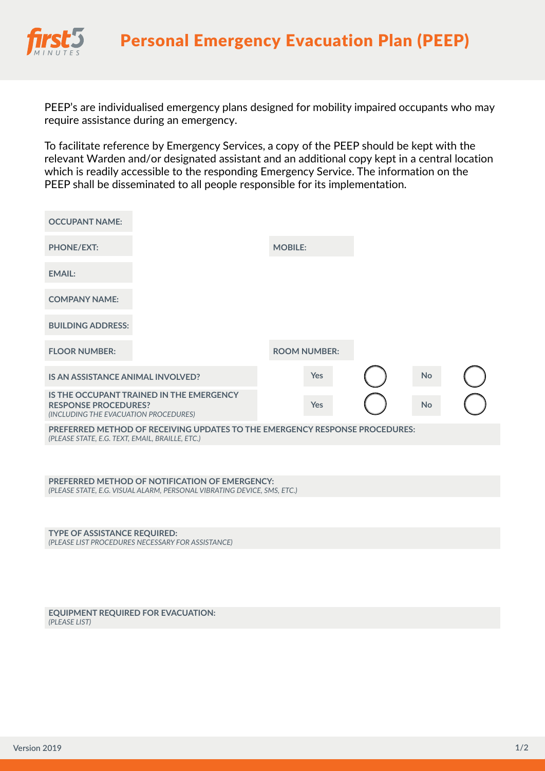# Personal Emergency Evacuation Plan (PEEP)

PEEP's are individualised emergency plans designed for mobility impaired occupants who may require assistance during an emergency.

To facilitate reference by Emergency Services, a copy of the PEEP should be kept with the relevant Warden and/or designated assistant and an additional copy kept in a central location which is readily accessible to the responding Emergency Service. The information on the PEEP shall be disseminated to all people responsible for its implementation.

**OCCUPANT NAME:**

**PHONE/EXT:** &nbsp;&nbsp;&nbsp;&nbsp; **MOBILE:**

**EMAIL:**

**COMPANY NAME:**

**BUILDING ADDRESS:**

**FLOOR NUMBER:** &nbsp;&nbsp;&nbsp;&nbsp; **ROOM NUMBER:**

**IS AN ASSISTANCE ANIMAL INVOLVED?** &nbsp;&nbsp; Yes ◯ &nbsp;&nbsp; No ◯

**IS THE OCCUPANT TRAINED IN THE EMERGENCY RESPONSE PROCEDURES?**
*(INCLUDING THE EVACUATION PROCEDURES)* &nbsp;&nbsp; Yes ◯ &nbsp;&nbsp; No ◯

**PREFERRED METHOD OF RECEIVING UPDATES TO THE EMERGENCY RESPONSE PROCEDURES:**
*(PLEASE STATE, E.G. TEXT, EMAIL, BRAILLE, ETC.)*

**PREFERRED METHOD OF NOTIFICATION OF EMERGENCY:**
*(PLEASE STATE, E.G. VISUAL ALARM, PERSONAL VIBRATING DEVICE, SMS, ETC.)*

**TYPE OF ASSISTANCE REQUIRED:**
*(PLEASE LIST PROCEDURES NECESSARY FOR ASSISTANCE)*

**EQUIPMENT REQUIRED FOR EVACUATION:**
*(PLEASE LIST)*

Version 2019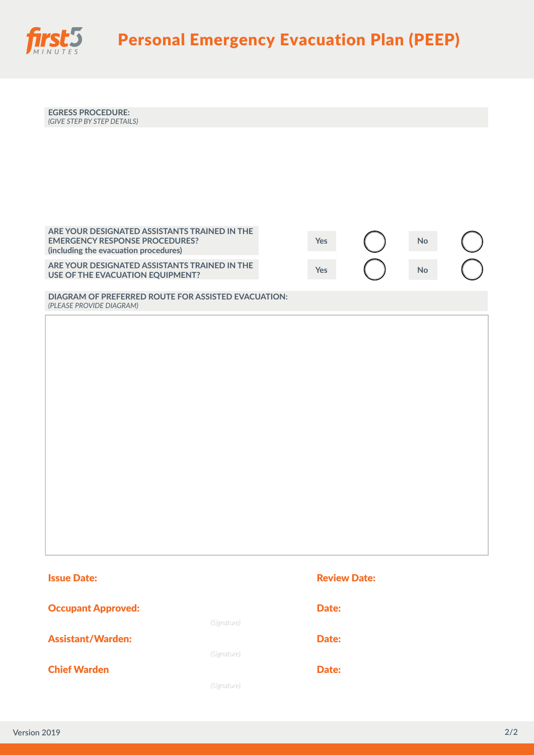# Personal Emergency Evacuation Plan (PEEP)

**EGRESS PROCEDURE:**
*(GIVE STEP BY STEP DETAILS)*

| | | | | |
|---|---|---|---|---|
| **ARE YOUR DESIGNATED ASSISTANTS TRAINED IN THE EMERGENCY RESPONSE PROCEDURES? (including the evacuation procedures)** | Yes | ◯ | No | ◯ |
| **ARE YOUR DESIGNATED ASSISTANTS TRAINED IN THE USE OF THE EVACUATION EQUIPMENT?** | Yes | ◯ | No | ◯ |

**DIAGRAM OF PREFERRED ROUTE FOR ASSISTED EVACUATION:**
*(PLEASE PROVIDE DIAGRAM)*

**Issue Date:** 

**Review Date:**

**Occupant Approved:** *(Signature)*

**Date:**

**Assistant/Warden:** *(Signature)*

**Date:**

**Chief Warden** *(Signature)*

**Date:**

Version 2019